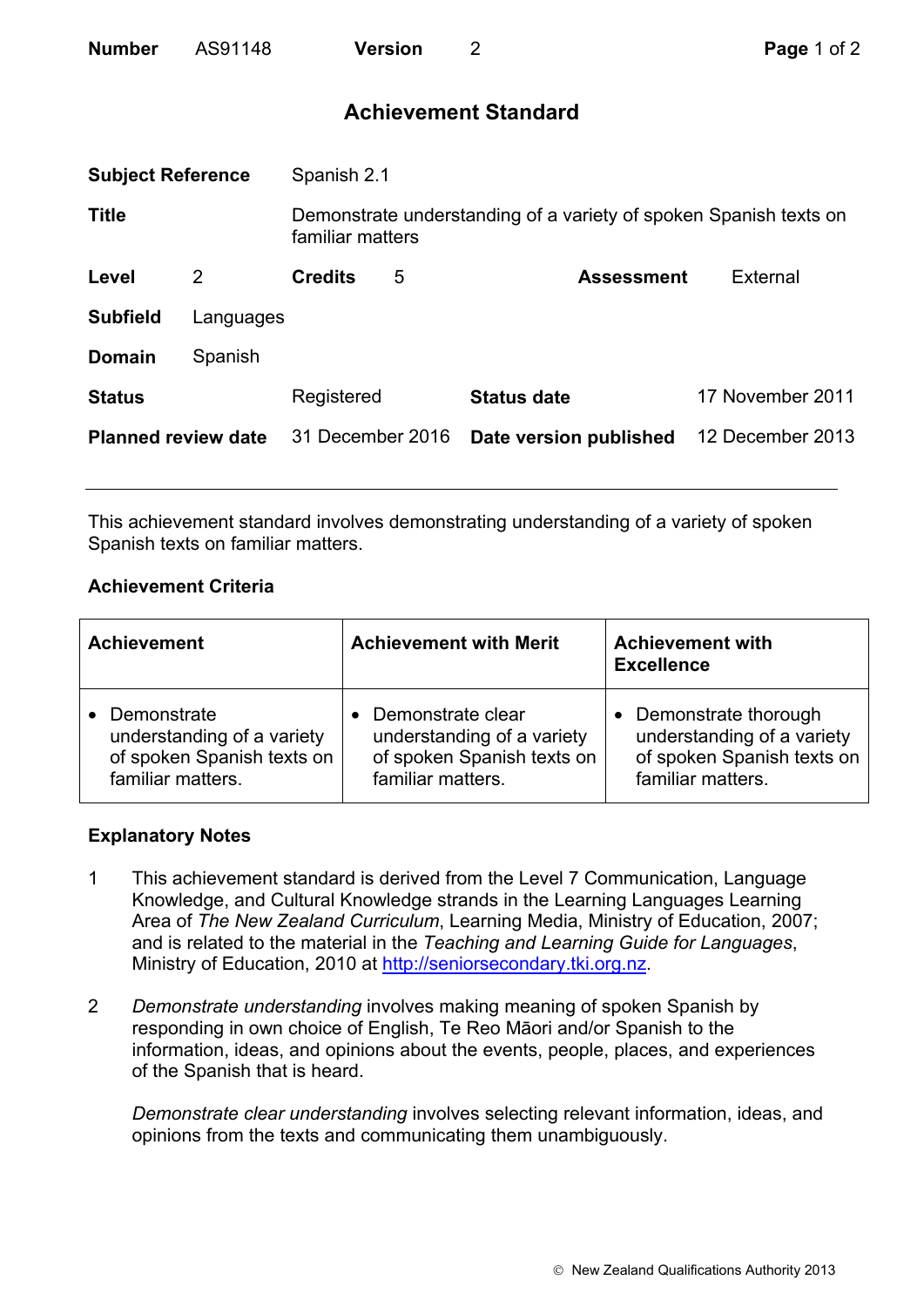| **Number** | AS91148 | **Version** | 2 |
|---|---|---|---|

## Achievement Standard

| | | | |
|---|---|---|---|
| **Subject Reference** | Spanish 2.1 | | |
| **Title** | Demonstrate understanding of a variety of spoken Spanish texts on familiar matters | | |
| **Level** 2 | **Credits** 5 | **Assessment** | External |
| **Subfield** | Languages | | |
| **Domain** | Spanish | | |
| **Status** | Registered | **Status date** | 17 November 2011 |
| **Planned review date** | 31 December 2016 | **Date version published** | 12 December 2013 |

This achievement standard involves demonstrating understanding of a variety of spoken Spanish texts on familiar matters.

### Achievement Criteria

| Achievement | Achievement with Merit | Achievement with Excellence |
|---|---|---|
| • Demonstrate understanding of a variety of spoken Spanish texts on familiar matters. | • Demonstrate clear understanding of a variety of spoken Spanish texts on familiar matters. | • Demonstrate thorough understanding of a variety of spoken Spanish texts on familiar matters. |

### Explanatory Notes

1 This achievement standard is derived from the Level 7 Communication, Language Knowledge, and Cultural Knowledge strands in the Learning Languages Learning Area of *The New Zealand Curriculum*, Learning Media, Ministry of Education, 2007; and is related to the material in the *Teaching and Learning Guide for Languages*, Ministry of Education, 2010 at http://seniorsecondary.tki.org.nz.

2 *Demonstrate understanding* involves making meaning of spoken Spanish by responding in own choice of English, Te Reo Māori and/or Spanish to the information, ideas, and opinions about the events, people, places, and experiences of the Spanish that is heard.

*Demonstrate clear understanding* involves selecting relevant information, ideas, and opinions from the texts and communicating them unambiguously.

© New Zealand Qualifications Authority 2013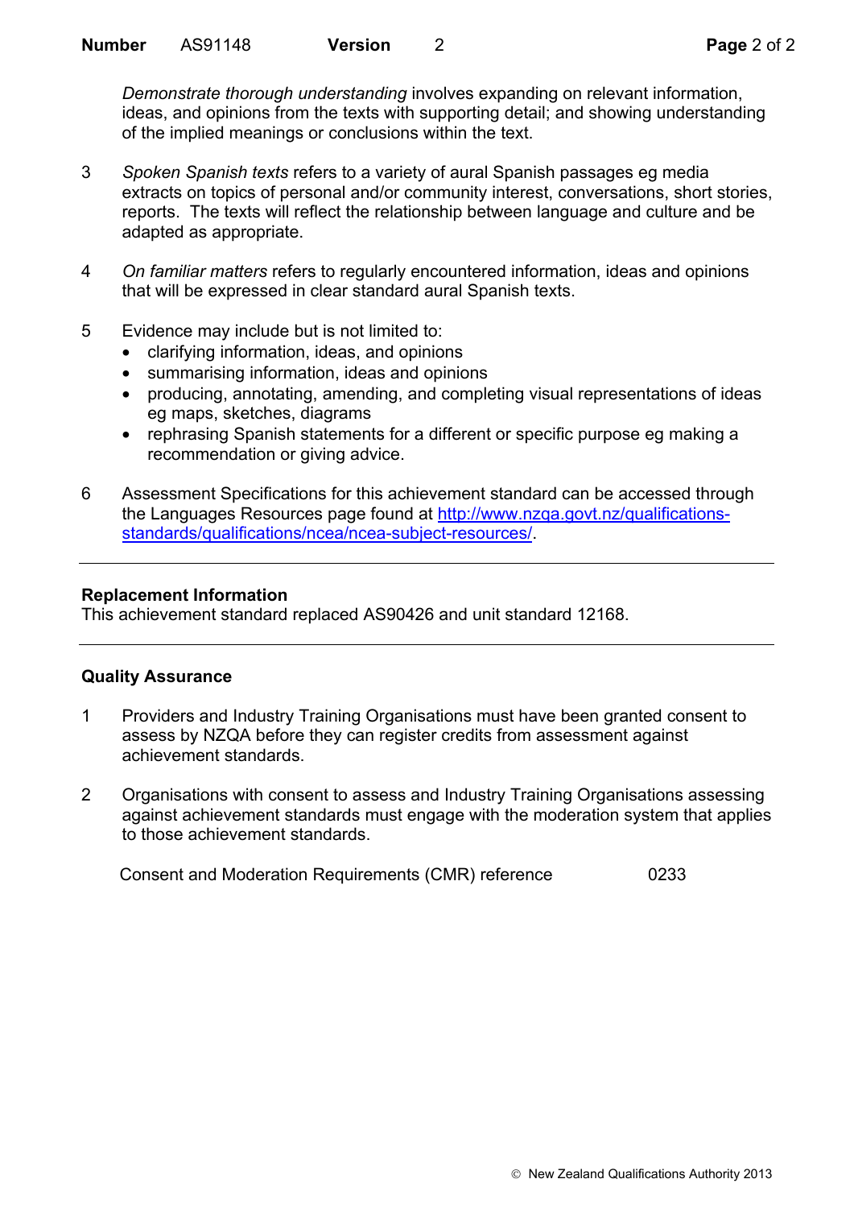*Demonstrate thorough understanding* involves expanding on relevant information, ideas, and opinions from the texts with supporting detail; and showing understanding of the implied meanings or conclusions within the text.

3 *Spoken Spanish texts* refers to a variety of aural Spanish passages eg media extracts on topics of personal and/or community interest, conversations, short stories, reports. The texts will reflect the relationship between language and culture and be adapted as appropriate.

4 *On familiar matters* refers to regularly encountered information, ideas and opinions that will be expressed in clear standard aural Spanish texts.

5 Evidence may include but is not limited to:
   - clarifying information, ideas, and opinions
   - summarising information, ideas and opinions
   - producing, annotating, amending, and completing visual representations of ideas eg maps, sketches, diagrams
   - rephrasing Spanish statements for a different or specific purpose eg making a recommendation or giving advice.

6 Assessment Specifications for this achievement standard can be accessed through the Languages Resources page found at [http://www.nzqa.govt.nz/qualifications-standards/qualifications/ncea/ncea-subject-resources/](http://www.nzqa.govt.nz/qualifications-standards/qualifications/ncea/ncea-subject-resources/).

---

**Replacement Information**

This achievement standard replaced AS90426 and unit standard 12168.

---

**Quality Assurance**

1 Providers and Industry Training Organisations must have been granted consent to assess by NZQA before they can register credits from assessment against achievement standards.

2 Organisations with consent to assess and Industry Training Organisations assessing against achievement standards must engage with the moderation system that applies to those achievement standards.

Consent and Moderation Requirements (CMR) reference 0233

© New Zealand Qualifications Authority 2013